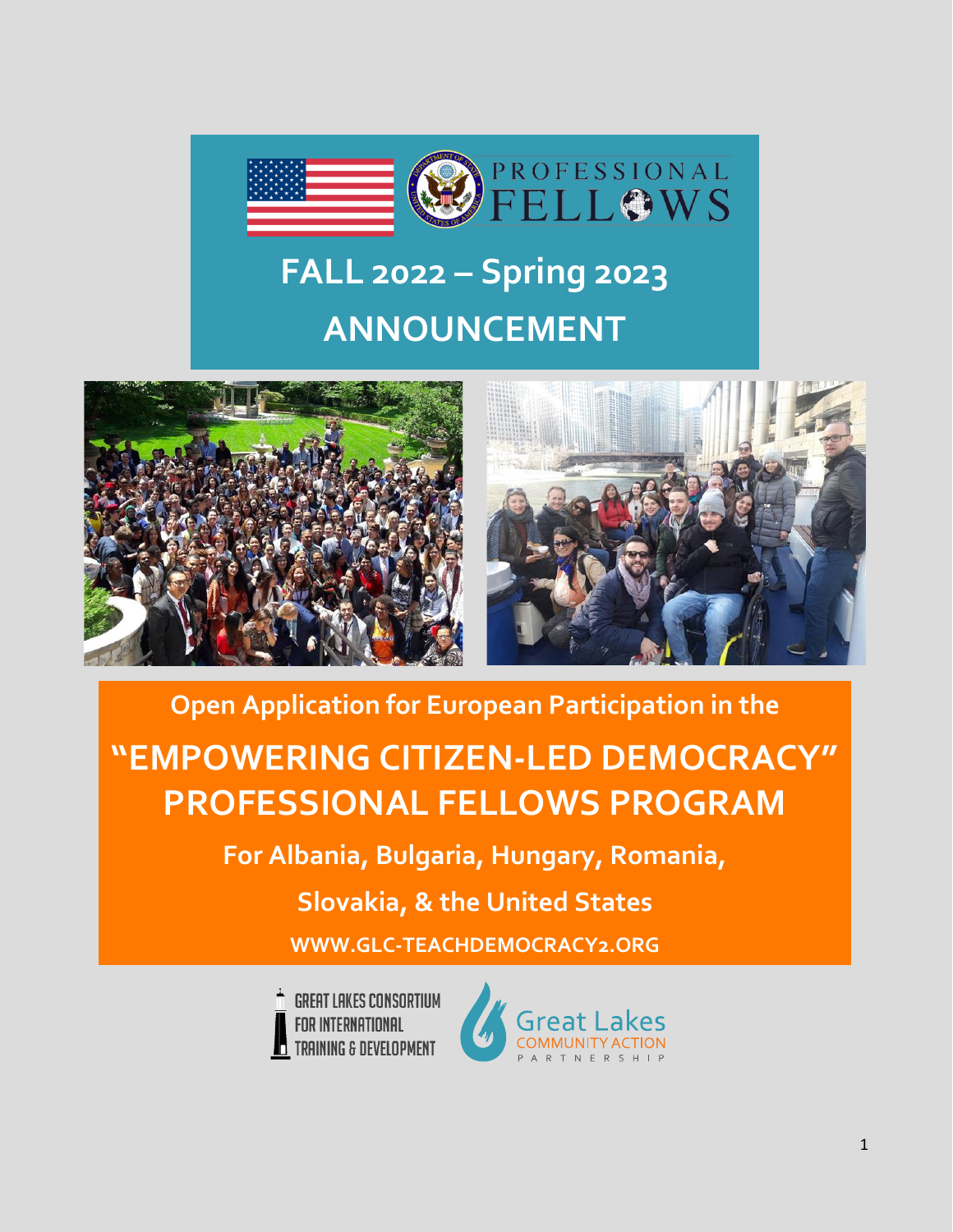PROFESSIONAL FELLOWS

# FALL 2022 – Spring 2023 ANNOUNCEMENT

Open Application for European Participation in the

# "EMPOWERING CITIZEN-LED DEMOCRACY" PROFESSIONAL FELLOWS PROGRAM

**For Albania, Bulgaria, Hungary, Romania, Slovakia, & the United States**

**WWW.GLC-TEACHDEMOCRACY2.ORG**

GREAT LAKES CONSORTIUM FOR INTERNATIONAL TRAINING & DEVELOPMENT

Great Lakes COMMUNITY ACTION PARTNERSHIP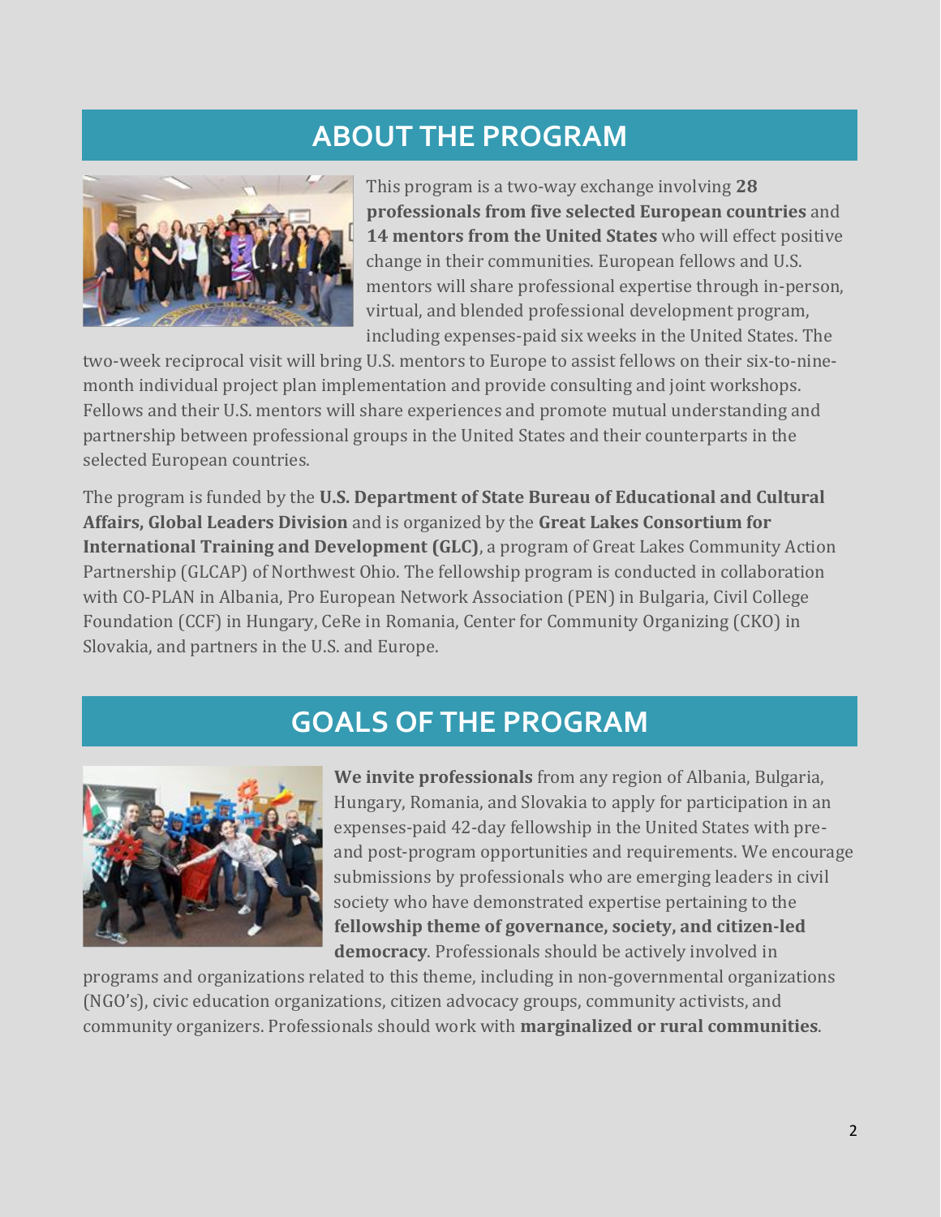## ABOUT THE PROGRAM

This program is a two-way exchange involving **28 professionals from five selected European countries** and **14 mentors from the United States** who will effect positive change in their communities. European fellows and U.S. mentors will share professional expertise through in-person, virtual, and blended professional development program, including expenses-paid six weeks in the United States. The two-week reciprocal visit will bring U.S. mentors to Europe to assist fellows on their six-to-nine-month individual project plan implementation and provide consulting and joint workshops. Fellows and their U.S. mentors will share experiences and promote mutual understanding and partnership between professional groups in the United States and their counterparts in the selected European countries.

The program is funded by the **U.S. Department of State Bureau of Educational and Cultural Affairs, Global Leaders Division** and is organized by the **Great Lakes Consortium for International Training and Development (GLC)**, a program of Great Lakes Community Action Partnership (GLCAP) of Northwest Ohio. The fellowship program is conducted in collaboration with CO-PLAN in Albania, Pro European Network Association (PEN) in Bulgaria, Civil College Foundation (CCF) in Hungary, CeRe in Romania, Center for Community Organizing (CKO) in Slovakia, and partners in the U.S. and Europe.

## GOALS OF THE PROGRAM

**We invite professionals** from any region of Albania, Bulgaria, Hungary, Romania, and Slovakia to apply for participation in an expenses-paid 42-day fellowship in the United States with pre- and post-program opportunities and requirements. We encourage submissions by professionals who are emerging leaders in civil society who have demonstrated expertise pertaining to the **fellowship theme of governance, society, and citizen-led democracy**. Professionals should be actively involved in programs and organizations related to this theme, including in non-governmental organizations (NGO's), civic education organizations, citizen advocacy groups, community activists, and community organizers. Professionals should work with **marginalized or rural communities**.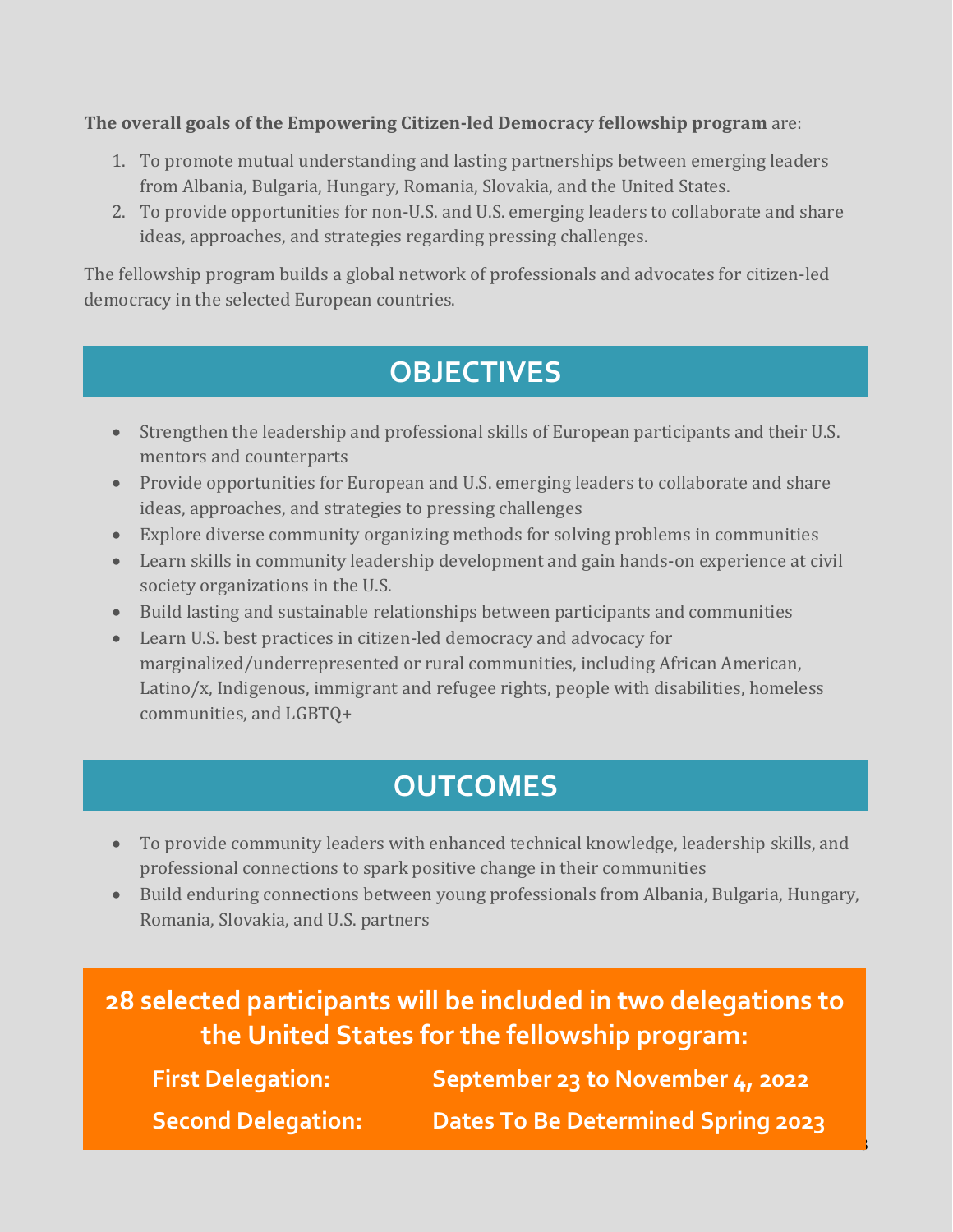**The overall goals of the Empowering Citizen-led Democracy fellowship program** are:

1. To promote mutual understanding and lasting partnerships between emerging leaders from Albania, Bulgaria, Hungary, Romania, Slovakia, and the United States.
2. To provide opportunities for non-U.S. and U.S. emerging leaders to collaborate and share ideas, approaches, and strategies regarding pressing challenges.

The fellowship program builds a global network of professionals and advocates for citizen-led democracy in the selected European countries.

## OBJECTIVES

- Strengthen the leadership and professional skills of European participants and their U.S. mentors and counterparts
- Provide opportunities for European and U.S. emerging leaders to collaborate and share ideas, approaches, and strategies to pressing challenges
- Explore diverse community organizing methods for solving problems in communities
- Learn skills in community leadership development and gain hands-on experience at civil society organizations in the U.S.
- Build lasting and sustainable relationships between participants and communities
- Learn U.S. best practices in citizen-led democracy and advocacy for marginalized/underrepresented or rural communities, including African American, Latino/x, Indigenous, immigrant and refugee rights, people with disabilities, homeless communities, and LGBTQ+

## OUTCOMES

- To provide community leaders with enhanced technical knowledge, leadership skills, and professional connections to spark positive change in their communities
- Build enduring connections between young professionals from Albania, Bulgaria, Hungary, Romania, Slovakia, and U.S. partners

**28 selected participants will be included in two delegations to the United States for the fellowship program:**

**First Delegation:** September 23 to November 4, 2022

**Second Delegation:** Dates To Be Determined Spring 2023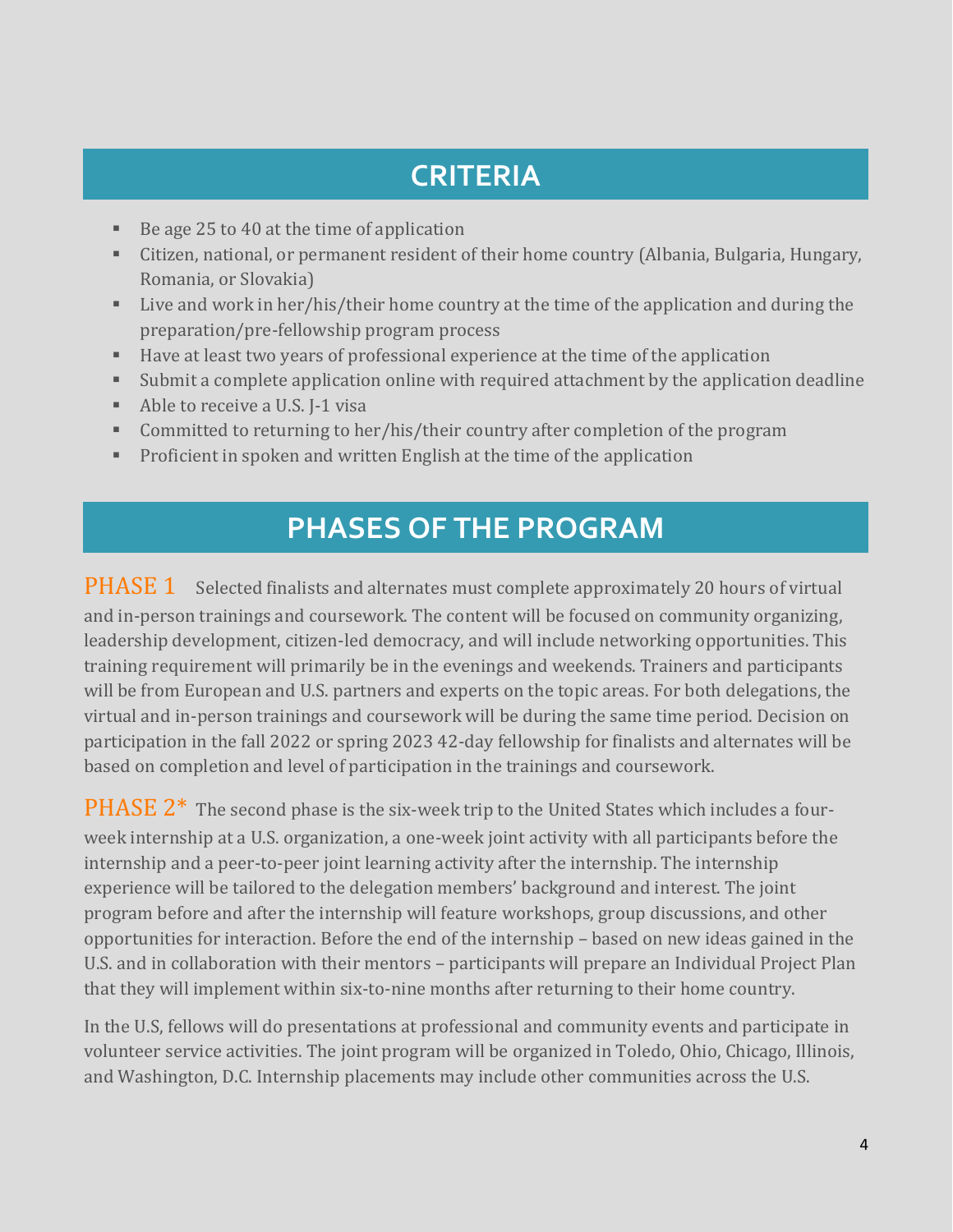## CRITERIA

- Be age 25 to 40 at the time of application
- Citizen, national, or permanent resident of their home country (Albania, Bulgaria, Hungary, Romania, or Slovakia)
- Live and work in her/his/their home country at the time of the application and during the preparation/pre-fellowship program process
- Have at least two years of professional experience at the time of the application
- Submit a complete application online with required attachment by the application deadline
- Able to receive a U.S. J-1 visa
- Committed to returning to her/his/their country after completion of the program
- Proficient in spoken and written English at the time of the application

## PHASES OF THE PROGRAM

**PHASE 1** Selected finalists and alternates must complete approximately 20 hours of virtual and in-person trainings and coursework. The content will be focused on community organizing, leadership development, citizen-led democracy, and will include networking opportunities. This training requirement will primarily be in the evenings and weekends. Trainers and participants will be from European and U.S. partners and experts on the topic areas. For both delegations, the virtual and in-person trainings and coursework will be during the same time period. Decision on participation in the fall 2022 or spring 2023 42-day fellowship for finalists and alternates will be based on completion and level of participation in the trainings and coursework.

**PHASE 2*** The second phase is the six-week trip to the United States which includes a four-week internship at a U.S. organization, a one-week joint activity with all participants before the internship and a peer-to-peer joint learning activity after the internship. The internship experience will be tailored to the delegation members' background and interest. The joint program before and after the internship will feature workshops, group discussions, and other opportunities for interaction. Before the end of the internship – based on new ideas gained in the U.S. and in collaboration with their mentors – participants will prepare an Individual Project Plan that they will implement within six-to-nine months after returning to their home country.

In the U.S, fellows will do presentations at professional and community events and participate in volunteer service activities. The joint program will be organized in Toledo, Ohio, Chicago, Illinois, and Washington, D.C. Internship placements may include other communities across the U.S.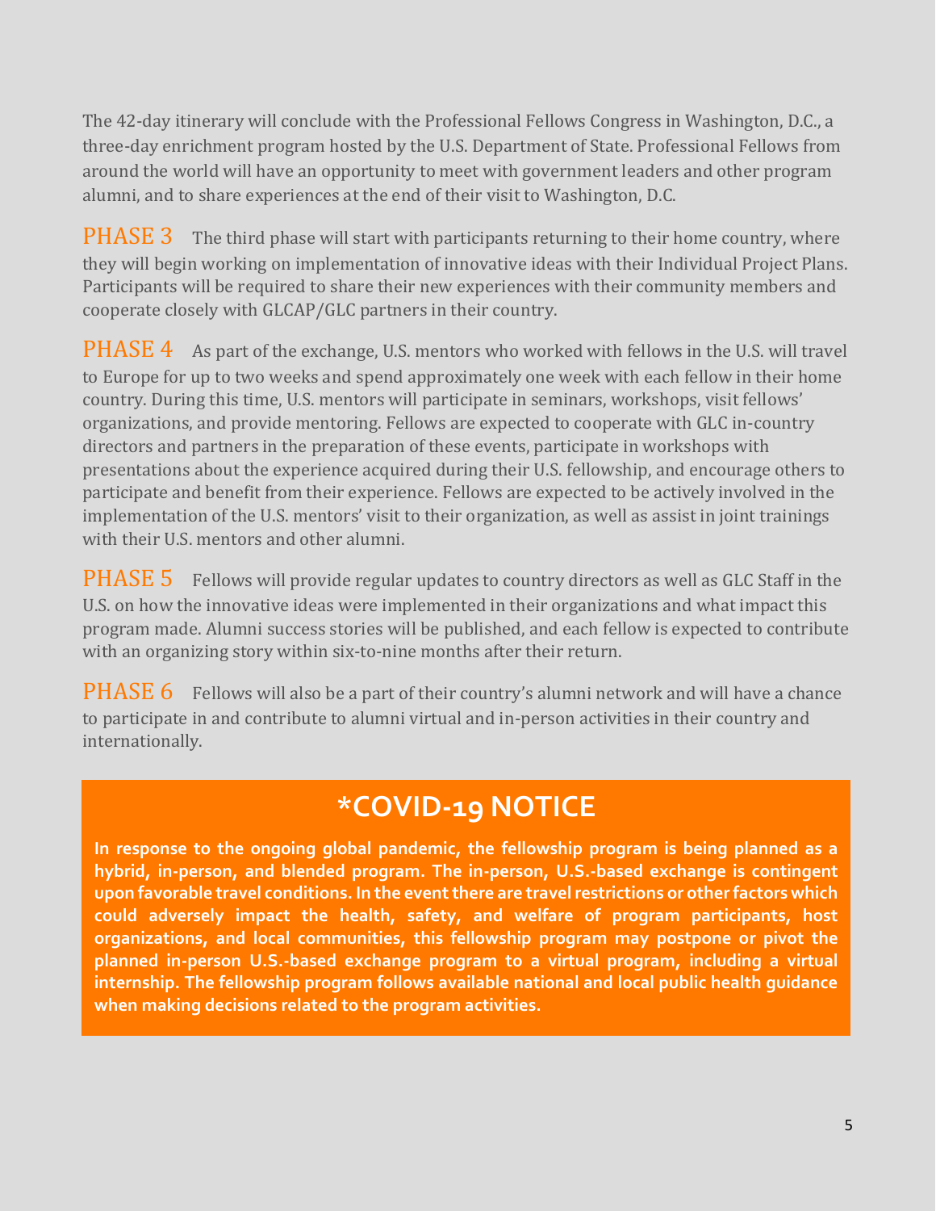The 42-day itinerary will conclude with the Professional Fellows Congress in Washington, D.C., a three-day enrichment program hosted by the U.S. Department of State. Professional Fellows from around the world will have an opportunity to meet with government leaders and other program alumni, and to share experiences at the end of their visit to Washington, D.C.

**PHASE 3** The third phase will start with participants returning to their home country, where they will begin working on implementation of innovative ideas with their Individual Project Plans. Participants will be required to share their new experiences with their community members and cooperate closely with GLCAP/GLC partners in their country.

**PHASE 4** As part of the exchange, U.S. mentors who worked with fellows in the U.S. will travel to Europe for up to two weeks and spend approximately one week with each fellow in their home country. During this time, U.S. mentors will participate in seminars, workshops, visit fellows' organizations, and provide mentoring. Fellows are expected to cooperate with GLC in-country directors and partners in the preparation of these events, participate in workshops with presentations about the experience acquired during their U.S. fellowship, and encourage others to participate and benefit from their experience. Fellows are expected to be actively involved in the implementation of the U.S. mentors' visit to their organization, as well as assist in joint trainings with their U.S. mentors and other alumni.

**PHASE 5** Fellows will provide regular updates to country directors as well as GLC Staff in the U.S. on how the innovative ideas were implemented in their organizations and what impact this program made. Alumni success stories will be published, and each fellow is expected to contribute with an organizing story within six-to-nine months after their return.

**PHASE 6** Fellows will also be a part of their country's alumni network and will have a chance to participate in and contribute to alumni virtual and in-person activities in their country and internationally.

## *COVID-19 NOTICE

**In response to the ongoing global pandemic, the fellowship program is being planned as a hybrid, in-person, and blended program. The in-person, U.S.-based exchange is contingent upon favorable travel conditions. In the event there are travel restrictions or other factors which could adversely impact the health, safety, and welfare of program participants, host organizations, and local communities, this fellowship program may postpone or pivot the planned in-person U.S.-based exchange program to a virtual program, including a virtual internship. The fellowship program follows available national and local public health guidance when making decisions related to the program activities.**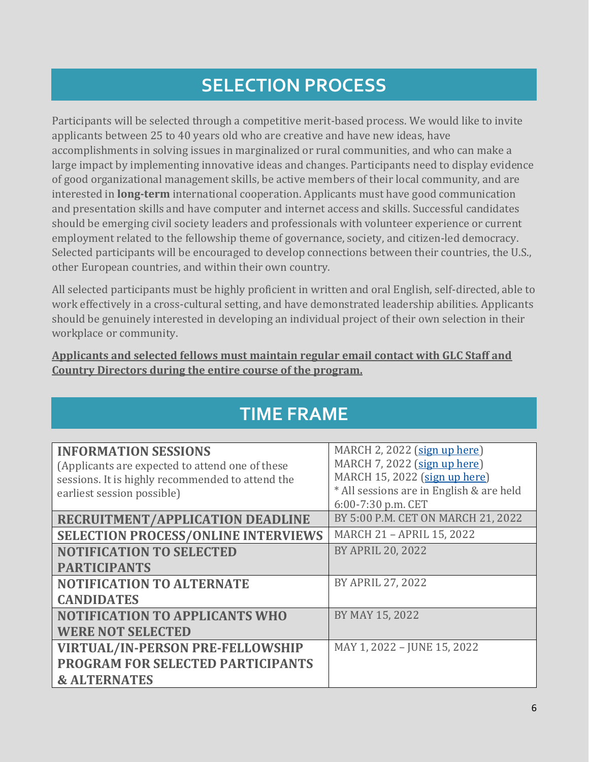## SELECTION PROCESS

Participants will be selected through a competitive merit-based process. We would like to invite applicants between 25 to 40 years old who are creative and have new ideas, have accomplishments in solving issues in marginalized or rural communities, and who can make a large impact by implementing innovative ideas and changes. Participants need to display evidence of good organizational management skills, be active members of their local community, and are interested in **long-term** international cooperation. Applicants must have good communication and presentation skills and have computer and internet access and skills. Successful candidates should be emerging civil society leaders and professionals with volunteer experience or current employment related to the fellowship theme of governance, society, and citizen-led democracy. Selected participants will be encouraged to develop connections between their countries, the U.S., other European countries, and within their own country.

All selected participants must be highly proficient in written and oral English, self-directed, able to work effectively in a cross-cultural setting, and have demonstrated leadership abilities. Applicants should be genuinely interested in developing an individual project of their own selection in their workplace or community.

**Applicants and selected fellows must maintain regular email contact with GLC Staff and Country Directors during the entire course of the program.**

## TIME FRAME

| | |
|---|---|
| **INFORMATION SESSIONS** (Applicants are expected to attend one of these sessions. It is highly recommended to attend the earliest session possible) | MARCH 2, 2022 (sign up here)<br>MARCH 7, 2022 (sign up here)<br>MARCH 15, 2022 (sign up here)<br>* All sessions are in English & are held 6:00-7:30 p.m. CET |
| **RECRUITMENT/APPLICATION DEADLINE** | BY 5:00 P.M. CET ON MARCH 21, 2022 |
| **SELECTION PROCESS/ONLINE INTERVIEWS** | MARCH 21 – APRIL 15, 2022 |
| **NOTIFICATION TO SELECTED PARTICIPANTS** | BY APRIL 20, 2022 |
| **NOTIFICATION TO ALTERNATE CANDIDATES** | BY APRIL 27, 2022 |
| **NOTIFICATION TO APPLICANTS WHO WERE NOT SELECTED** | BY MAY 15, 2022 |
| **VIRTUAL/IN-PERSON PRE-FELLOWSHIP PROGRAM FOR SELECTED PARTICIPANTS & ALTERNATES** | MAY 1, 2022 – JUNE 15, 2022 |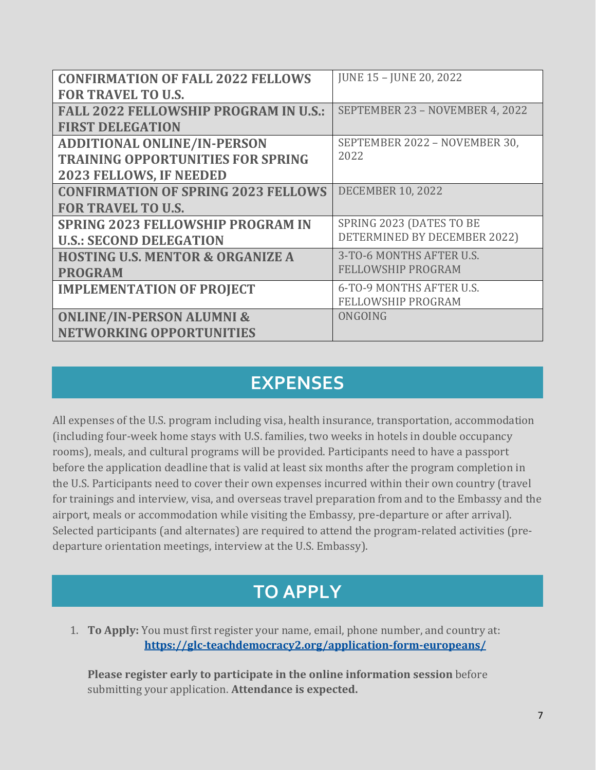| | |
|---|---|
| **CONFIRMATION OF FALL 2022 FELLOWS FOR TRAVEL TO U.S.** | JUNE 15 – JUNE 20, 2022 |
| **FALL 2022 FELLOWSHIP PROGRAM IN U.S.: FIRST DELEGATION** | SEPTEMBER 23 – NOVEMBER 4, 2022 |
| **ADDITIONAL ONLINE/IN-PERSON TRAINING OPPORTUNITIES FOR SPRING 2023 FELLOWS, IF NEEDED** | SEPTEMBER 2022 – NOVEMBER 30, 2022 |
| **CONFIRMATION OF SPRING 2023 FELLOWS FOR TRAVEL TO U.S.** | DECEMBER 10, 2022 |
| **SPRING 2023 FELLOWSHIP PROGRAM IN U.S.: SECOND DELEGATION** | SPRING 2023 (DATES TO BE DETERMINED BY DECEMBER 2022) |
| **HOSTING U.S. MENTOR & ORGANIZE A PROGRAM** | 3-TO-6 MONTHS AFTER U.S. FELLOWSHIP PROGRAM |
| **IMPLEMENTATION OF PROJECT** | 6-TO-9 MONTHS AFTER U.S. FELLOWSHIP PROGRAM |
| **ONLINE/IN-PERSON ALUMNI & NETWORKING OPPORTUNITIES** | ONGOING |

## EXPENSES

All expenses of the U.S. program including visa, health insurance, transportation, accommodation (including four-week home stays with U.S. families, two weeks in hotels in double occupancy rooms), meals, and cultural programs will be provided. Participants need to have a passport before the application deadline that is valid at least six months after the program completion in the U.S. Participants need to cover their own expenses incurred within their own country (travel for trainings and interview, visa, and overseas travel preparation from and to the Embassy and the airport, meals or accommodation while visiting the Embassy, pre-departure or after arrival). Selected participants (and alternates) are required to attend the program-related activities (pre-departure orientation meetings, interview at the U.S. Embassy).

## TO APPLY

1. **To Apply:** You must first register your name, email, phone number, and country at: **https://glc-teachdemocracy2.org/application-form-europeans/**

   **Please register early to participate in the online information session** before submitting your application. **Attendance is expected.**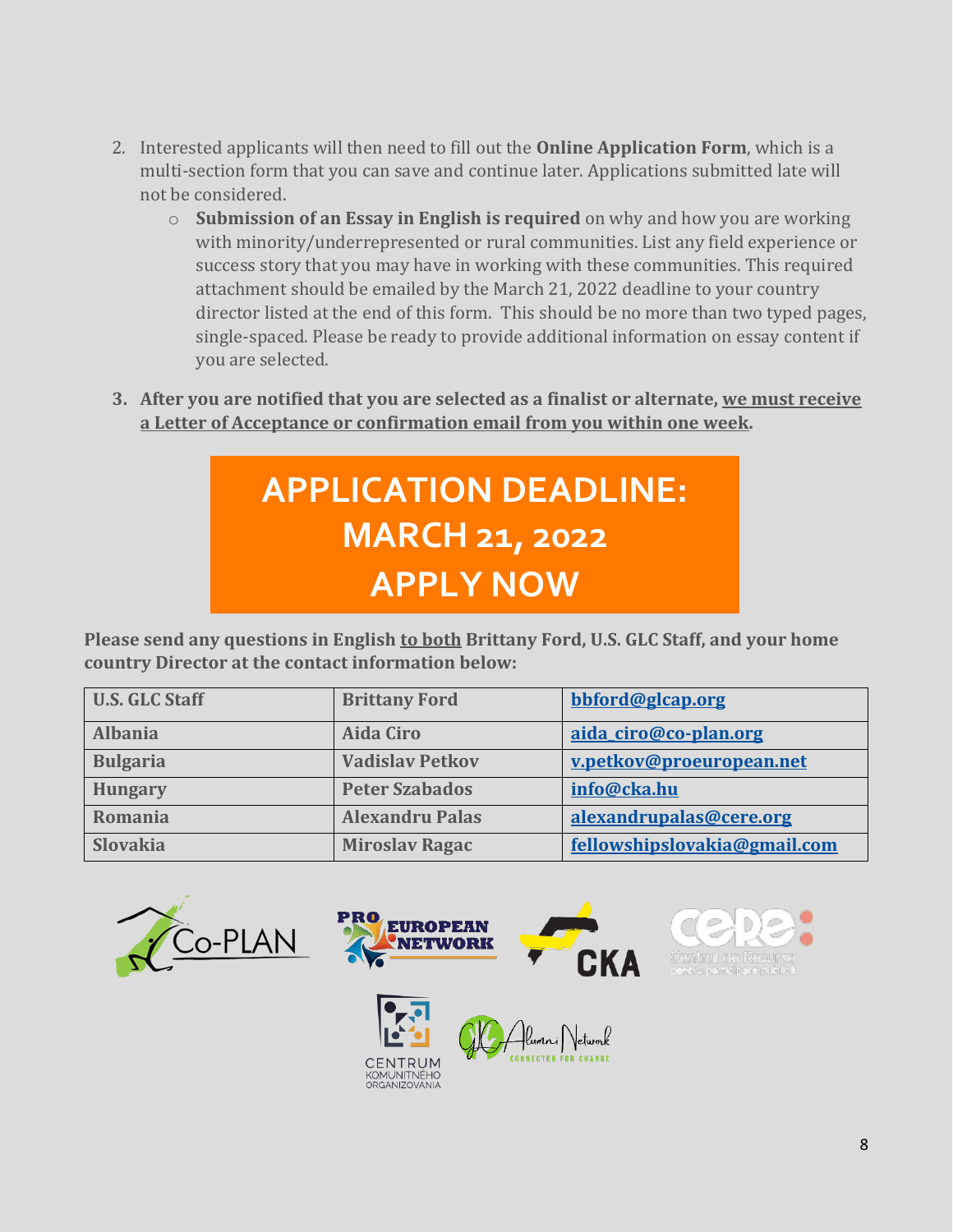2. Interested applicants will then need to fill out the **Online Application Form**, which is a multi-section form that you can save and continue later. Applications submitted late will not be considered.
    - **Submission of an Essay in English is required** on why and how you are working with minority/underrepresented or rural communities. List any field experience or success story that you may have in working with these communities. This required attachment should be emailed by the March 21, 2022 deadline to your country director listed at the end of this form. This should be no more than two typed pages, single-spaced. Please be ready to provide additional information on essay content if you are selected.
3. **After you are notified that you are selected as a finalist or alternate, <u>we must receive a Letter of Acceptance or confirmation email from you within one week</u>.**

## APPLICATION DEADLINE: MARCH 21, 2022 APPLY NOW

**Please send any questions in English <u>to both</u> Brittany Ford, U.S. GLC Staff, and your home country Director at the contact information below:**

| | | |
|---|---|---|
| **U.S. GLC Staff** | **Brittany Ford** | **bbford@glcap.org** |
| **Albania** | **Aida Ciro** | **aida_ciro@co-plan.org** |
| **Bulgaria** | **Vadislav Petkov** | **v.petkov@proeuropean.net** |
| **Hungary** | **Peter Szabados** | **info@cka.hu** |
| **Romania** | **Alexandru Palas** | **alexandrupalas@cere.org** |
| **Slovakia** | **Miroslav Ragac** | **fellowshipslovakia@gmail.com** |

Co-PLAN PRO EUROPEAN NETWORK CKA cere: Centrul de Resurse pentru participare publică

CENTRUM KOMUNITNÉHO ORGANIZOVANIA GLC Alumni Network CONNECTED FOR CHANGE